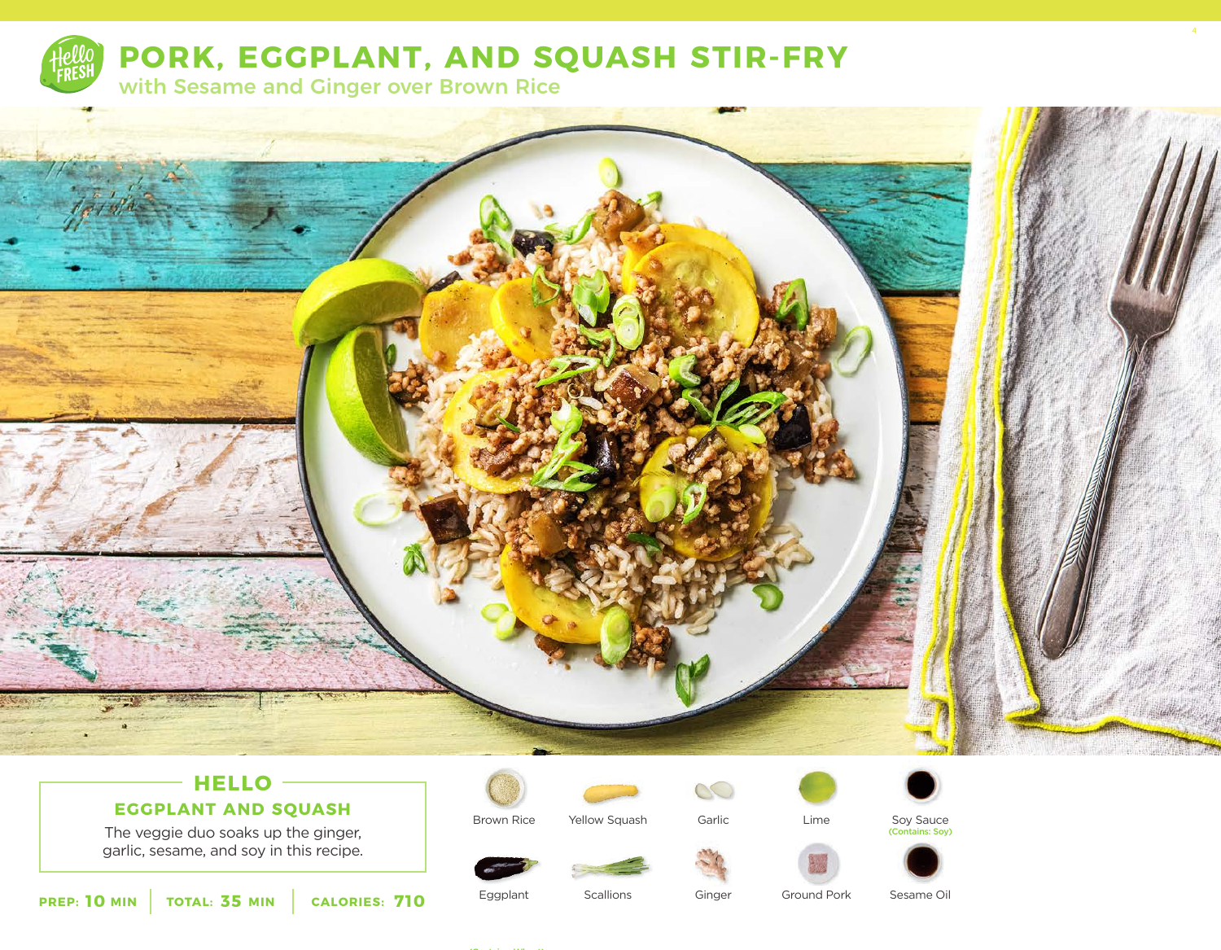# PORK, EGGPLANT, AND SQUASH STIR-FRY

## with Sesame and Ginger over Brown Rice

### HELLO

**EGGPLANT AND SQUASH**

The veggie duo soaks up the ginger, garlic, sesame, and soy in this recipe.

**PREP:** 10 MIN | **TOTAL:** 35 MIN | **CALORIES:** 710

- Brown Rice
- Yellow Squash
- Garlic
- Lime
- Soy Sauce (Contains: Soy)
- Eggplant
- Scallions
- Ginger
- Ground Pork
- Sesame Oil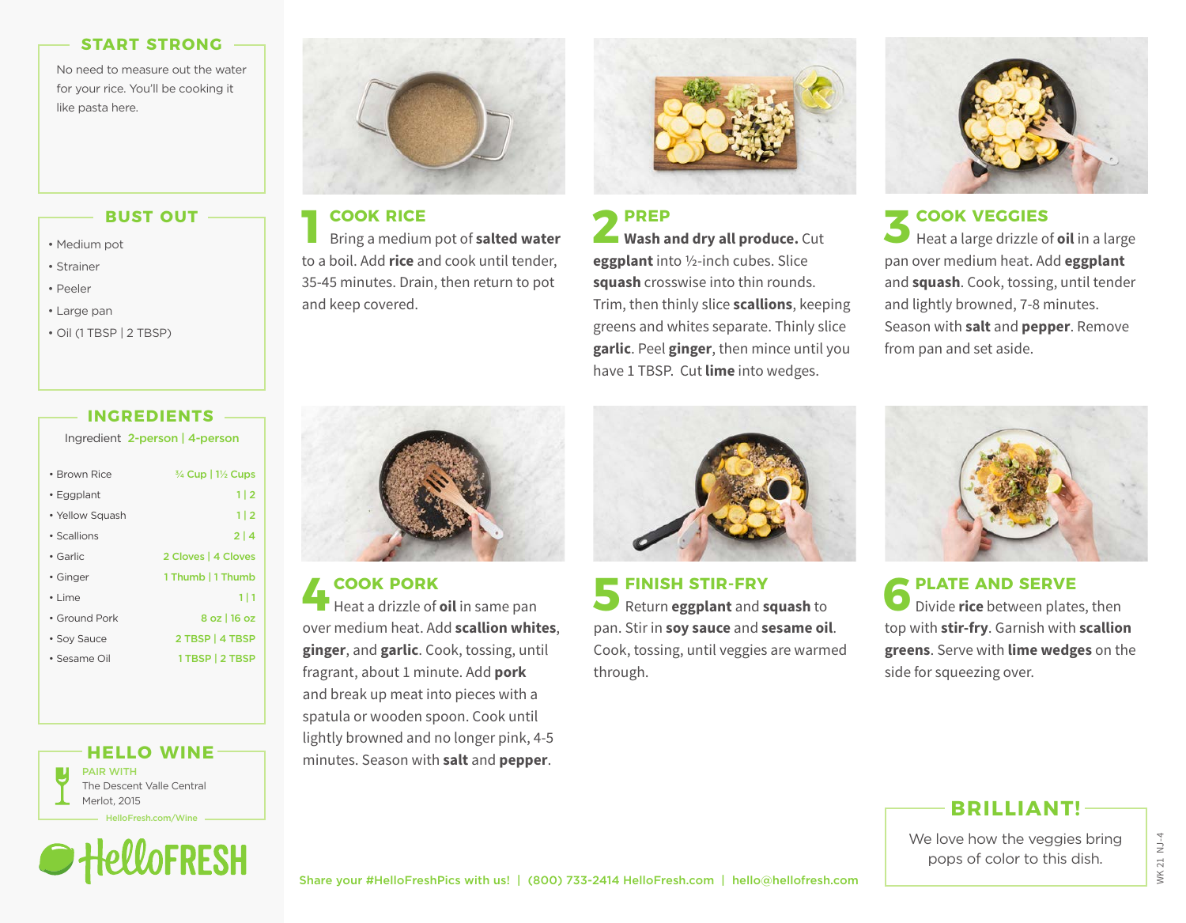## START STRONG

No need to measure out the water for your rice. You'll be cooking it like pasta here.

## BUST OUT

- Medium pot
- Strainer
- Peeler
- Large pan
- Oil (1 TBSP | 2 TBSP)

## INGREDIENTS

| Ingredient | 2-person \| 4-person |
|---|---|
| Brown Rice | ¾ Cup \| 1½ Cups |
| Eggplant | 1 \| 2 |
| Yellow Squash | 1 \| 2 |
| Scallions | 2 \| 4 |
| Garlic | 2 Cloves \| 4 Cloves |
| Ginger | 1 Thumb \| 1 Thumb |
| Lime | 1 \| 1 |
| Ground Pork | 8 oz \| 16 oz |
| Soy Sauce | 2 TBSP \| 4 TBSP |
| Sesame Oil | 1 TBSP \| 2 TBSP |

## HELLO WINE

PAIR WITH
The Descent Valle Central Merlot, 2015

HelloFresh.com/Wine

HelloFRESH

## 1 COOK RICE

Bring a medium pot of **salted water** to a boil. Add **rice** and cook until tender, 35-45 minutes. Drain, then return to pot and keep covered.

## 2 PREP

**Wash and dry all produce.** Cut **eggplant** into ½-inch cubes. Slice **squash** crosswise into thin rounds. Trim, then thinly slice **scallions**, keeping greens and whites separate. Thinly slice **garlic**. Peel **ginger**, then mince until you have 1 TBSP. Cut **lime** into wedges.

## 3 COOK VEGGIES

Heat a large drizzle of **oil** in a large pan over medium heat. Add **eggplant** and **squash**. Cook, tossing, until tender and lightly browned, 7-8 minutes. Season with **salt** and **pepper**. Remove from pan and set aside.

## 4 COOK PORK

Heat a drizzle of **oil** in same pan over medium heat. Add **scallion whites**, **ginger**, and **garlic**. Cook, tossing, until fragrant, about 1 minute. Add **pork** and break up meat into pieces with a spatula or wooden spoon. Cook until lightly browned and no longer pink, 4-5 minutes. Season with **salt** and **pepper**.

## 5 FINISH STIR-FRY

Return **eggplant** and **squash** to pan. Stir in **soy sauce** and **sesame oil**. Cook, tossing, until veggies are warmed through.

## 6 PLATE AND SERVE

Divide **rice** between plates, then top with **stir-fry**. Garnish with **scallion greens**. Serve with **lime wedges** on the side for squeezing over.

## BRILLIANT!

We love how the veggies bring pops of color to this dish.

Share your #HelloFreshPics with us! | (800) 733-2414 HelloFresh.com | hello@hellofresh.com

WK 21 NJ-4